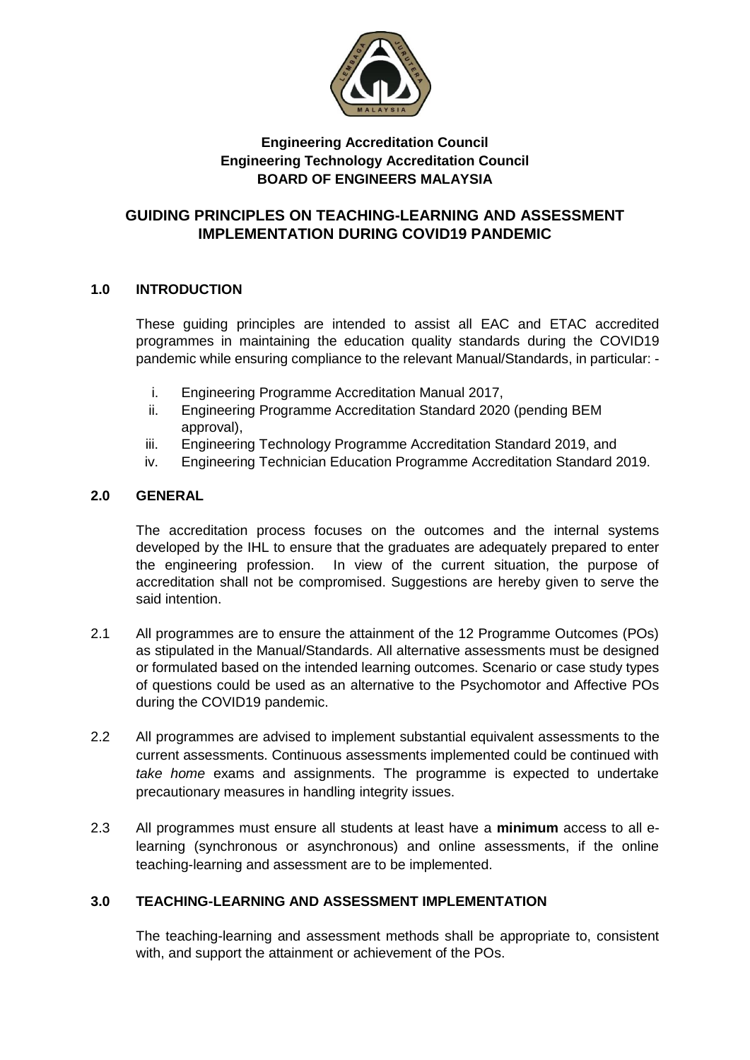**Engineering Accreditation Council**
**Engineering Technology Accreditation Council**
**BOARD OF ENGINEERS MALAYSIA**

# GUIDING PRINCIPLES ON TEACHING-LEARNING AND ASSESSMENT IMPLEMENTATION DURING COVID19 PANDEMIC

## 1.0 INTRODUCTION

These guiding principles are intended to assist all EAC and ETAC accredited programmes in maintaining the education quality standards during the COVID19 pandemic while ensuring compliance to the relevant Manual/Standards, in particular: -

i. Engineering Programme Accreditation Manual 2017,
ii. Engineering Programme Accreditation Standard 2020 (pending BEM approval),
iii. Engineering Technology Programme Accreditation Standard 2019, and
iv. Engineering Technician Education Programme Accreditation Standard 2019.

## 2.0 GENERAL

The accreditation process focuses on the outcomes and the internal systems developed by the IHL to ensure that the graduates are adequately prepared to enter the engineering profession. In view of the current situation, the purpose of accreditation shall not be compromised. Suggestions are hereby given to serve the said intention.

2.1 All programmes are to ensure the attainment of the 12 Programme Outcomes (POs) as stipulated in the Manual/Standards. All alternative assessments must be designed or formulated based on the intended learning outcomes. Scenario or case study types of questions could be used as an alternative to the Psychomotor and Affective POs during the COVID19 pandemic.

2.2 All programmes are advised to implement substantial equivalent assessments to the current assessments. Continuous assessments implemented could be continued with *take home* exams and assignments. The programme is expected to undertake precautionary measures in handling integrity issues.

2.3 All programmes must ensure all students at least have a **minimum** access to all e-learning (synchronous or asynchronous) and online assessments, if the online teaching-learning and assessment are to be implemented.

## 3.0 TEACHING-LEARNING AND ASSESSMENT IMPLEMENTATION

The teaching-learning and assessment methods shall be appropriate to, consistent with, and support the attainment or achievement of the POs.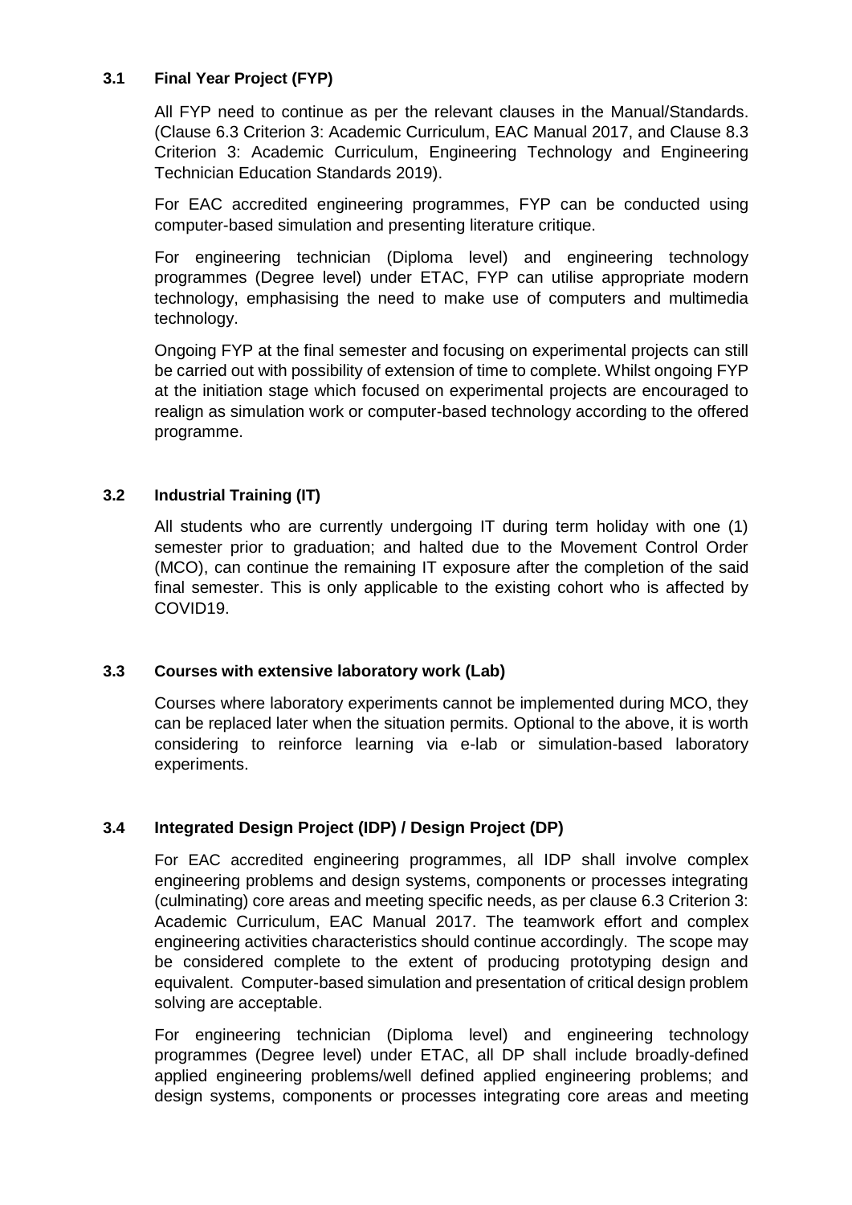### 3.1 Final Year Project (FYP)

All FYP need to continue as per the relevant clauses in the Manual/Standards. (Clause 6.3 Criterion 3: Academic Curriculum, EAC Manual 2017, and Clause 8.3 Criterion 3: Academic Curriculum, Engineering Technology and Engineering Technician Education Standards 2019).

For EAC accredited engineering programmes, FYP can be conducted using computer-based simulation and presenting literature critique.

For engineering technician (Diploma level) and engineering technology programmes (Degree level) under ETAC, FYP can utilise appropriate modern technology, emphasising the need to make use of computers and multimedia technology.

Ongoing FYP at the final semester and focusing on experimental projects can still be carried out with possibility of extension of time to complete. Whilst ongoing FYP at the initiation stage which focused on experimental projects are encouraged to realign as simulation work or computer-based technology according to the offered programme.

### 3.2 Industrial Training (IT)

All students who are currently undergoing IT during term holiday with one (1) semester prior to graduation; and halted due to the Movement Control Order (MCO), can continue the remaining IT exposure after the completion of the said final semester. This is only applicable to the existing cohort who is affected by COVID19.

### 3.3 Courses with extensive laboratory work (Lab)

Courses where laboratory experiments cannot be implemented during MCO, they can be replaced later when the situation permits. Optional to the above, it is worth considering to reinforce learning via e-lab or simulation-based laboratory experiments.

### 3.4 Integrated Design Project (IDP) / Design Project (DP)

For EAC accredited engineering programmes, all IDP shall involve complex engineering problems and design systems, components or processes integrating (culminating) core areas and meeting specific needs, as per clause 6.3 Criterion 3: Academic Curriculum, EAC Manual 2017. The teamwork effort and complex engineering activities characteristics should continue accordingly. The scope may be considered complete to the extent of producing prototyping design and equivalent. Computer-based simulation and presentation of critical design problem solving are acceptable.

For engineering technician (Diploma level) and engineering technology programmes (Degree level) under ETAC, all DP shall include broadly-defined applied engineering problems/well defined applied engineering problems; and design systems, components or processes integrating core areas and meeting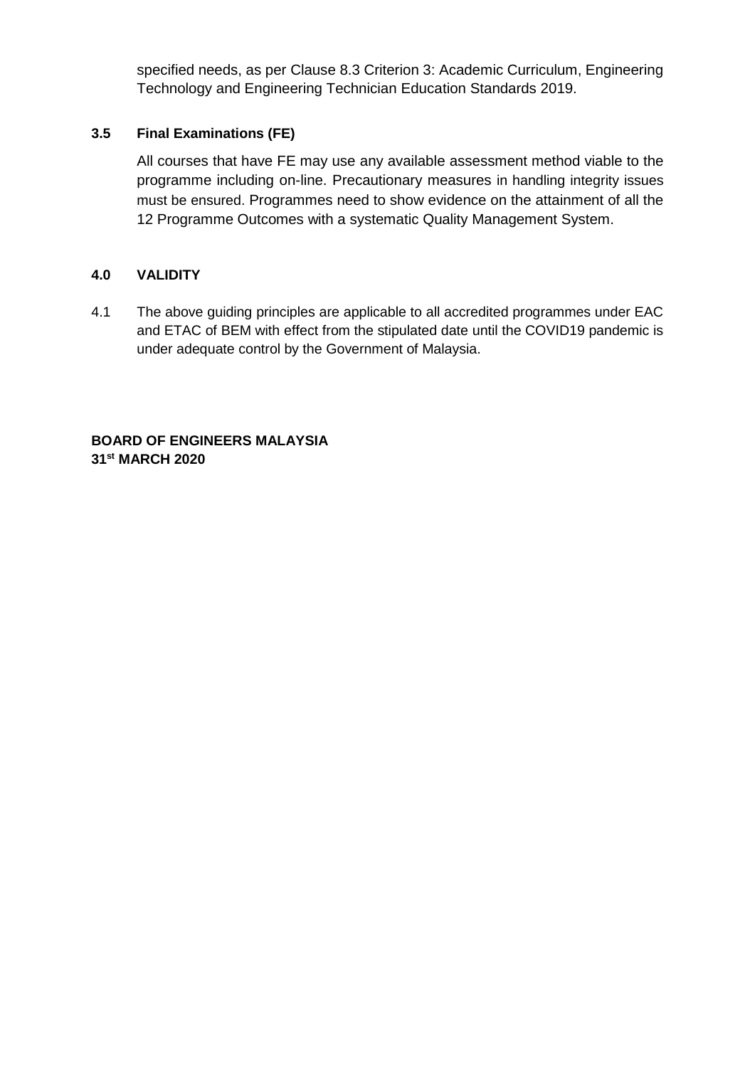specified needs, as per Clause 8.3 Criterion 3: Academic Curriculum, Engineering Technology and Engineering Technician Education Standards 2019.

### 3.5 Final Examinations (FE)

All courses that have FE may use any available assessment method viable to the programme including on-line. Precautionary measures in handling integrity issues must be ensured. Programmes need to show evidence on the attainment of all the 12 Programme Outcomes with a systematic Quality Management System.

## 4.0 VALIDITY

4.1 The above guiding principles are applicable to all accredited programmes under EAC and ETAC of BEM with effect from the stipulated date until the COVID19 pandemic is under adequate control by the Government of Malaysia.

**BOARD OF ENGINEERS MALAYSIA**
**31st MARCH 2020**